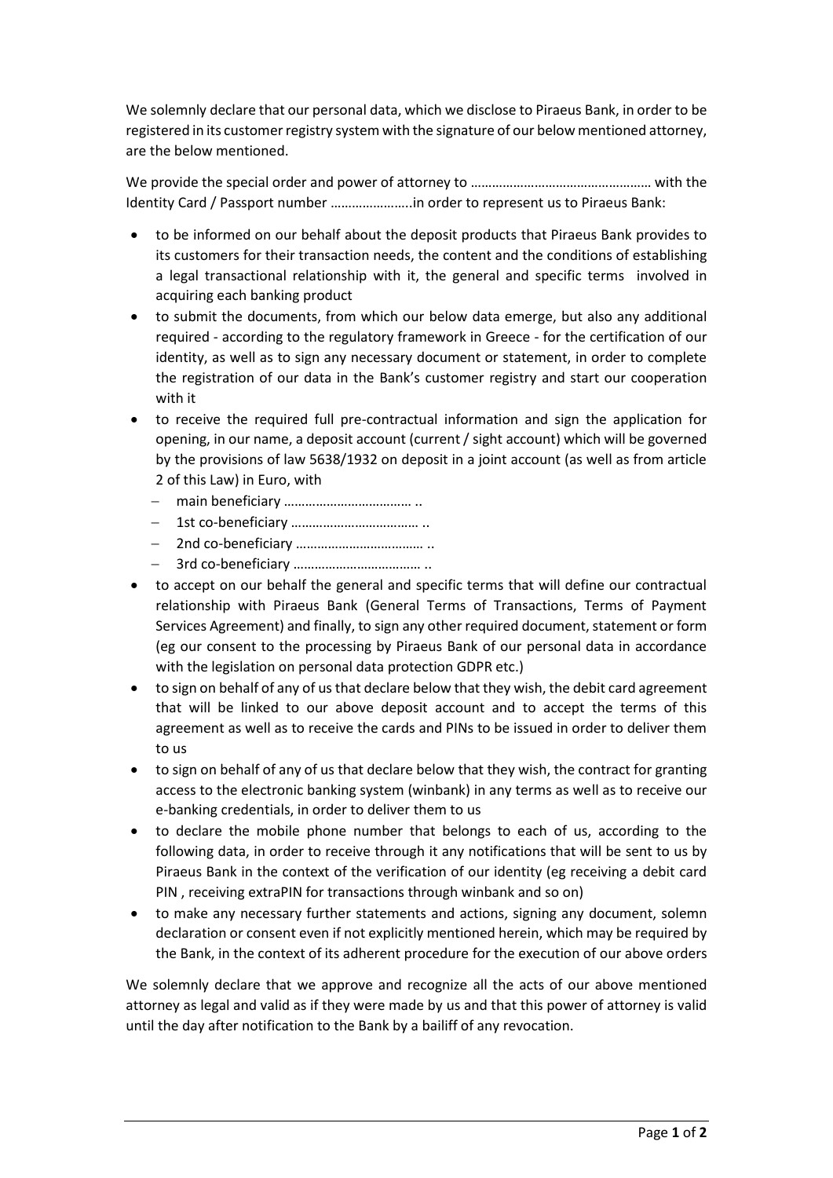We solemnly declare that our personal data, which we disclose to Piraeus Bank, in order to be registered in its customer registry system with the signature of our below mentioned attorney, are the below mentioned.

We provide the special order and power of attorney to …………………………………………… with the Identity Card / Passport number …………………..in order to represent us to Piraeus Bank:

- to be informed on our behalf about the deposit products that Piraeus Bank provides to its customers for their transaction needs, the content and the conditions of establishing a legal transactional relationship with it, the general and specific terms involved in acquiring each banking product
- to submit the documents, from which our below data emerge, but also any additional required - according to the regulatory framework in Greece - for the certification of our identity, as well as to sign any necessary document or statement, in order to complete the registration of our data in the Bank's customer registry and start our cooperation with it
- to receive the required full pre-contractual information and sign the application for opening, in our name, a deposit account (current / sight account) which will be governed by the provisions of law 5638/1932 on deposit in a joint account (as well as from article 2 of this Law) in Euro, with
  - main beneficiary ……………………………… ..
  - 1st co-beneficiary ……………………………… ..
  - 2nd co-beneficiary ……………………………… ..
  - 3rd co-beneficiary ……………………………… ..
- to accept on our behalf the general and specific terms that will define our contractual relationship with Piraeus Bank (General Terms of Transactions, Terms of Payment Services Agreement) and finally, to sign any other required document, statement or form (eg our consent to the processing by Piraeus Bank of our personal data in accordance with the legislation on personal data protection GDPR etc.)
- to sign on behalf of any of us that declare below that they wish, the debit card agreement that will be linked to our above deposit account and to accept the terms of this agreement as well as to receive the cards and PINs to be issued in order to deliver them to us
- to sign on behalf of any of us that declare below that they wish, the contract for granting access to the electronic banking system (winbank) in any terms as well as to receive our e-banking credentials, in order to deliver them to us
- to declare the mobile phone number that belongs to each of us, according to the following data, in order to receive through it any notifications that will be sent to us by Piraeus Bank in the context of the verification of our identity (eg receiving a debit card PIN , receiving extraPIN for transactions through winbank and so on)
- to make any necessary further statements and actions, signing any document, solemn declaration or consent even if not explicitly mentioned herein, which may be required by the Bank, in the context of its adherent procedure for the execution of our above orders

We solemnly declare that we approve and recognize all the acts of our above mentioned attorney as legal and valid as if they were made by us and that this power of attorney is valid until the day after notification to the Bank by a bailiff of any revocation.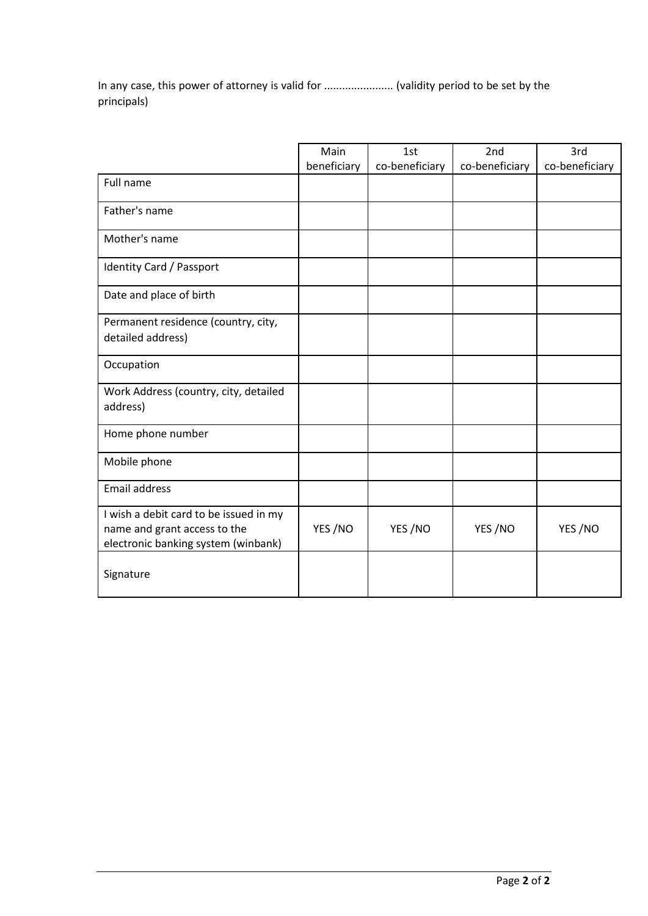In any case, this power of attorney is valid for ...................... (validity period to be set by the principals)

| | Main beneficiary | 1st co-beneficiary | 2nd co-beneficiary | 3rd co-beneficiary |
|---|---|---|---|---|
| Full name | | | | |
| Father's name | | | | |
| Mother's name | | | | |
| Identity Card / Passport | | | | |
| Date and place of birth | | | | |
| Permanent residence (country, city, detailed address) | | | | |
| Occupation | | | | |
| Work Address (country, city, detailed address) | | | | |
| Home phone number | | | | |
| Mobile phone | | | | |
| Email address | | | | |
| I wish a debit card to be issued in my name and grant access to the electronic banking system (winbank) | YES /NO | YES /NO | YES /NO | YES /NO |
| Signature | | | | |